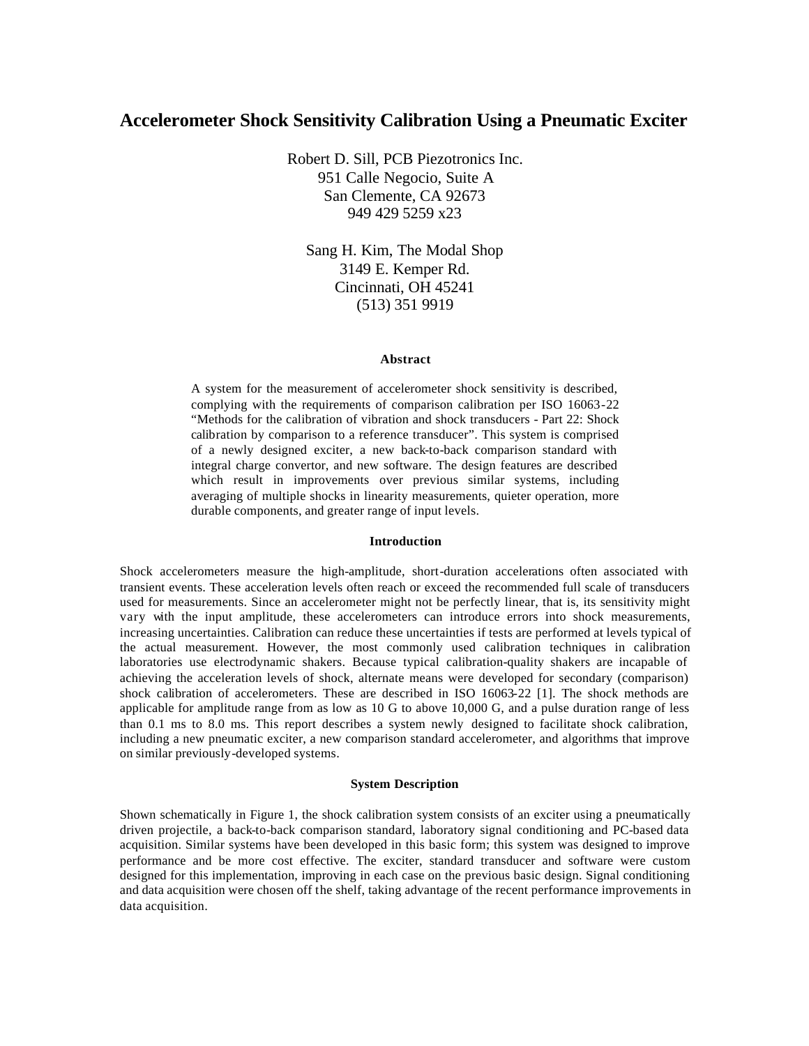# Accelerometer Shock Sensitivity Calibration Using a Pneumatic Exciter

Robert D. Sill, PCB Piezotronics Inc.
951 Calle Negocio, Suite A
San Clemente, CA 92673
949 429 5259 x23

Sang H. Kim, The Modal Shop
3149 E. Kemper Rd.
Cincinnati, OH 45241
(513) 351 9919

### Abstract

A system for the measurement of accelerometer shock sensitivity is described, complying with the requirements of comparison calibration per ISO 16063-22 "Methods for the calibration of vibration and shock transducers - Part 22: Shock calibration by comparison to a reference transducer". This system is comprised of a newly designed exciter, a new back-to-back comparison standard with integral charge convertor, and new software. The design features are described which result in improvements over previous similar systems, including averaging of multiple shocks in linearity measurements, quieter operation, more durable components, and greater range of input levels.

### Introduction

Shock accelerometers measure the high-amplitude, short-duration accelerations often associated with transient events. These acceleration levels often reach or exceed the recommended full scale of transducers used for measurements. Since an accelerometer might not be perfectly linear, that is, its sensitivity might vary with the input amplitude, these accelerometers can introduce errors into shock measurements, increasing uncertainties. Calibration can reduce these uncertainties if tests are performed at levels typical of the actual measurement. However, the most commonly used calibration techniques in calibration laboratories use electrodynamic shakers. Because typical calibration-quality shakers are incapable of achieving the acceleration levels of shock, alternate means were developed for secondary (comparison) shock calibration of accelerometers. These are described in ISO 16063-22 [1]. The shock methods are applicable for amplitude range from as low as 10 G to above 10,000 G, and a pulse duration range of less than 0.1 ms to 8.0 ms. This report describes a system newly designed to facilitate shock calibration, including a new pneumatic exciter, a new comparison standard accelerometer, and algorithms that improve on similar previously-developed systems.

### System Description

Shown schematically in Figure 1, the shock calibration system consists of an exciter using a pneumatically driven projectile, a back-to-back comparison standard, laboratory signal conditioning and PC-based data acquisition. Similar systems have been developed in this basic form; this system was designed to improve performance and be more cost effective. The exciter, standard transducer and software were custom designed for this implementation, improving in each case on the previous basic design. Signal conditioning and data acquisition were chosen off the shelf, taking advantage of the recent performance improvements in data acquisition.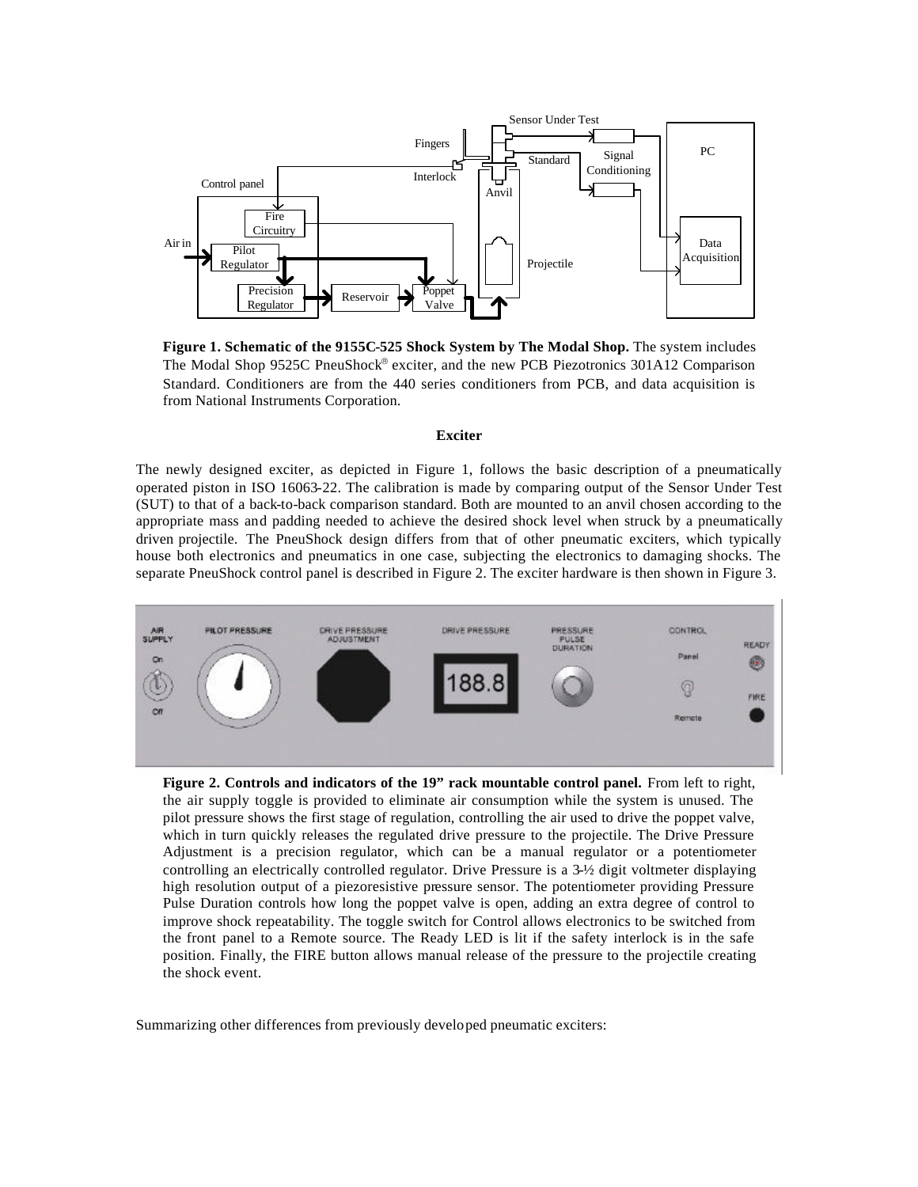**Figure 1. Schematic of the 9155C-525 Shock System by The Modal Shop.** The system includes The Modal Shop 9525C PneuShock® exciter, and the new PCB Piezotronics 301A12 Comparison Standard. Conditioners are from the 440 series conditioners from PCB, and data acquisition is from National Instruments Corporation.

### Exciter

The newly designed exciter, as depicted in Figure 1, follows the basic description of a pneumatically operated piston in ISO 16063-22. The calibration is made by comparing output of the Sensor Under Test (SUT) to that of a back-to-back comparison standard. Both are mounted to an anvil chosen according to the appropriate mass and padding needed to achieve the desired shock level when struck by a pneumatically driven projectile. The PneuShock design differs from that of other pneumatic exciters, which typically house both electronics and pneumatics in one case, subjecting the electronics to damaging shocks. The separate PneuShock control panel is described in Figure 2. The exciter hardware is then shown in Figure 3.

**Figure 2. Controls and indicators of the 19" rack mountable control panel.** From left to right, the air supply toggle is provided to eliminate air consumption while the system is unused. The pilot pressure shows the first stage of regulation, controlling the air used to drive the poppet valve, which in turn quickly releases the regulated drive pressure to the projectile. The Drive Pressure Adjustment is a precision regulator, which can be a manual regulator or a potentiometer controlling an electrically controlled regulator. Drive Pressure is a 3-½ digit voltmeter displaying high resolution output of a piezoresistive pressure sensor. The potentiometer providing Pressure Pulse Duration controls how long the poppet valve is open, adding an extra degree of control to improve shock repeatability. The toggle switch for Control allows electronics to be switched from the front panel to a Remote source. The Ready LED is lit if the safety interlock is in the safe position. Finally, the FIRE button allows manual release of the pressure to the projectile creating the shock event.

Summarizing other differences from previously developed pneumatic exciters: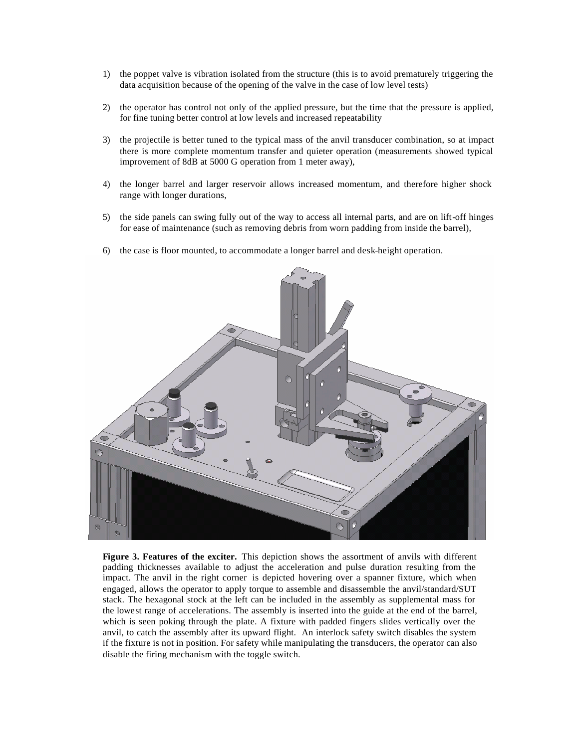1) the poppet valve is vibration isolated from the structure (this is to avoid prematurely triggering the data acquisition because of the opening of the valve in the case of low level tests)

2) the operator has control not only of the applied pressure, but the time that the pressure is applied, for fine tuning better control at low levels and increased repeatability

3) the projectile is better tuned to the typical mass of the anvil transducer combination, so at impact there is more complete momentum transfer and quieter operation (measurements showed typical improvement of 8dB at 5000 G operation from 1 meter away),

4) the longer barrel and larger reservoir allows increased momentum, and therefore higher shock range with longer durations,

5) the side panels can swing fully out of the way to access all internal parts, and are on lift-off hinges for ease of maintenance (such as removing debris from worn padding from inside the barrel),

6) the case is floor mounted, to accommodate a longer barrel and desk-height operation.

**Figure 3. Features of the exciter.** This depiction shows the assortment of anvils with different padding thicknesses available to adjust the acceleration and pulse duration resulting from the impact. The anvil in the right corner is depicted hovering over a spanner fixture, which when engaged, allows the operator to apply torque to assemble and disassemble the anvil/standard/SUT stack. The hexagonal stock at the left can be included in the assembly as supplemental mass for the lowest range of accelerations. The assembly is inserted into the guide at the end of the barrel, which is seen poking through the plate. A fixture with padded fingers slides vertically over the anvil, to catch the assembly after its upward flight. An interlock safety switch disables the system if the fixture is not in position. For safety while manipulating the transducers, the operator can also disable the firing mechanism with the toggle switch.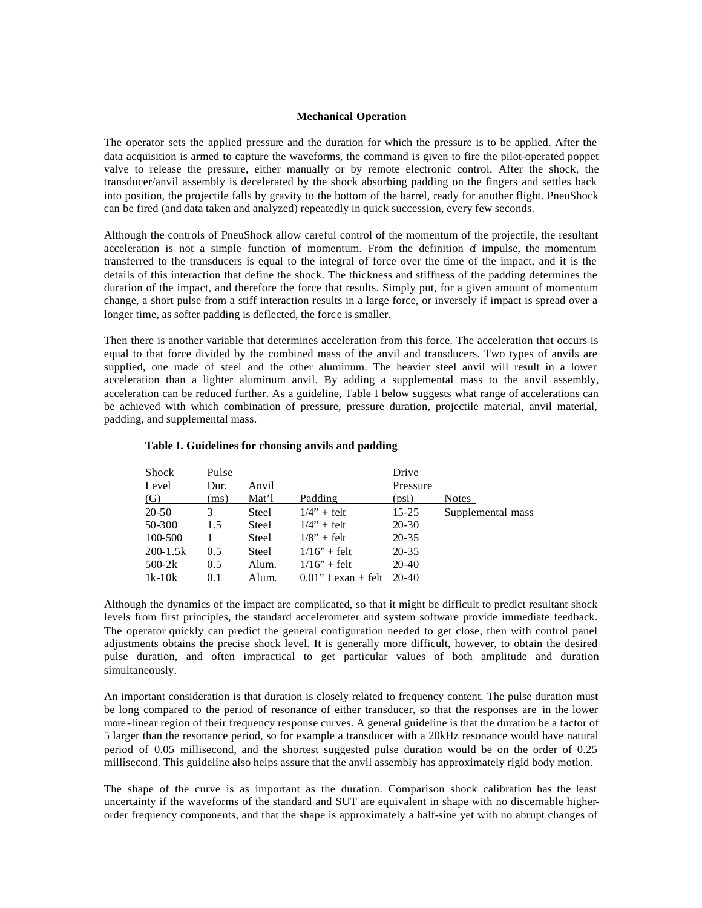**Mechanical Operation**

The operator sets the applied pressure and the duration for which the pressure is to be applied. After the data acquisition is armed to capture the waveforms, the command is given to fire the pilot-operated poppet valve to release the pressure, either manually or by remote electronic control. After the shock, the transducer/anvil assembly is decelerated by the shock absorbing padding on the fingers and settles back into position, the projectile falls by gravity to the bottom of the barrel, ready for another flight. PneuShock can be fired (and data taken and analyzed) repeatedly in quick succession, every few seconds.

Although the controls of PneuShock allow careful control of the momentum of the projectile, the resultant acceleration is not a simple function of momentum. From the definition of impulse, the momentum transferred to the transducers is equal to the integral of force over the time of the impact, and it is the details of this interaction that define the shock. The thickness and stiffness of the padding determines the duration of the impact, and therefore the force that results. Simply put, for a given amount of momentum change, a short pulse from a stiff interaction results in a large force, or inversely if impact is spread over a longer time, as softer padding is deflected, the force is smaller.

Then there is another variable that determines acceleration from this force. The acceleration that occurs is equal to that force divided by the combined mass of the anvil and transducers. Two types of anvils are supplied, one made of steel and the other aluminum. The heavier steel anvil will result in a lower acceleration than a lighter aluminum anvil. By adding a supplemental mass to the anvil assembly, acceleration can be reduced further. As a guideline, Table I below suggests what range of accelerations can be achieved with which combination of pressure, pressure duration, projectile material, anvil material, padding, and supplemental mass.

**Table I. Guidelines for choosing anvils and padding**

| Shock Level (G) | Pulse Dur. (ms) | Anvil Mat'l | Padding | Drive Pressure (psi) | Notes |
|---|---|---|---|---|---|
| 20-50 | 3 | Steel | 1/4" + felt | 15-25 | Supplemental mass |
| 50-300 | 1.5 | Steel | 1/4" + felt | 20-30 | |
| 100-500 | 1 | Steel | 1/8" + felt | 20-35 | |
| 200-1.5k | 0.5 | Steel | 1/16" + felt | 20-35 | |
| 500-2k | 0.5 | Alum. | 1/16" + felt | 20-40 | |
| 1k-10k | 0.1 | Alum. | 0.01" Lexan + felt | 20-40 | |

Although the dynamics of the impact are complicated, so that it might be difficult to predict resultant shock levels from first principles, the standard accelerometer and system software provide immediate feedback. The operator quickly can predict the general configuration needed to get close, then with control panel adjustments obtains the precise shock level. It is generally more difficult, however, to obtain the desired pulse duration, and often impractical to get particular values of both amplitude and duration simultaneously.

An important consideration is that duration is closely related to frequency content. The pulse duration must be long compared to the period of resonance of either transducer, so that the responses are in the lower more-linear region of their frequency response curves. A general guideline is that the duration be a factor of 5 larger than the resonance period, so for example a transducer with a 20kHz resonance would have natural period of 0.05 millisecond, and the shortest suggested pulse duration would be on the order of 0.25 millisecond. This guideline also helps assure that the anvil assembly has approximately rigid body motion.

The shape of the curve is as important as the duration. Comparison shock calibration has the least uncertainty if the waveforms of the standard and SUT are equivalent in shape with no discernable higher-order frequency components, and that the shape is approximately a half-sine yet with no abrupt changes of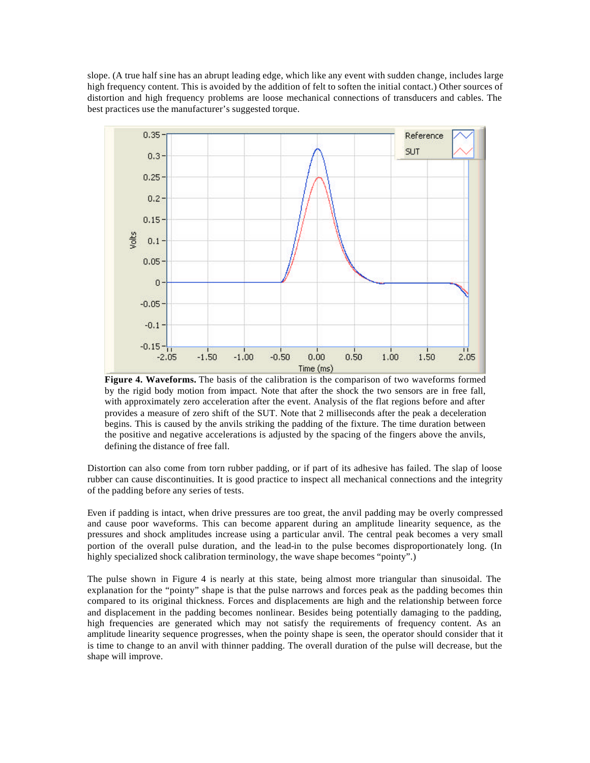slope. (A true half sine has an abrupt leading edge, which like any event with sudden change, includes large high frequency content. This is avoided by the addition of felt to soften the initial contact.) Other sources of distortion and high frequency problems are loose mechanical connections of transducers and cables. The best practices use the manufacturer's suggested torque.

**Figure 4. Waveforms.** The basis of the calibration is the comparison of two waveforms formed by the rigid body motion from impact. Note that after the shock the two sensors are in free fall, with approximately zero acceleration after the event. Analysis of the flat regions before and after provides a measure of zero shift of the SUT. Note that 2 milliseconds after the peak a deceleration begins. This is caused by the anvils striking the padding of the fixture. The time duration between the positive and negative accelerations is adjusted by the spacing of the fingers above the anvils, defining the distance of free fall.

Distortion can also come from torn rubber padding, or if part of its adhesive has failed. The slap of loose rubber can cause discontinuities. It is good practice to inspect all mechanical connections and the integrity of the padding before any series of tests.

Even if padding is intact, when drive pressures are too great, the anvil padding may be overly compressed and cause poor waveforms. This can become apparent during an amplitude linearity sequence, as the pressures and shock amplitudes increase using a particular anvil. The central peak becomes a very small portion of the overall pulse duration, and the lead-in to the pulse becomes disproportionately long. (In highly specialized shock calibration terminology, the wave shape becomes "pointy".)

The pulse shown in Figure 4 is nearly at this state, being almost more triangular than sinusoidal. The explanation for the "pointy" shape is that the pulse narrows and forces peak as the padding becomes thin compared to its original thickness. Forces and displacements are high and the relationship between force and displacement in the padding becomes nonlinear. Besides being potentially damaging to the padding, high frequencies are generated which may not satisfy the requirements of frequency content. As an amplitude linearity sequence progresses, when the pointy shape is seen, the operator should consider that it is time to change to an anvil with thinner padding. The overall duration of the pulse will decrease, but the shape will improve.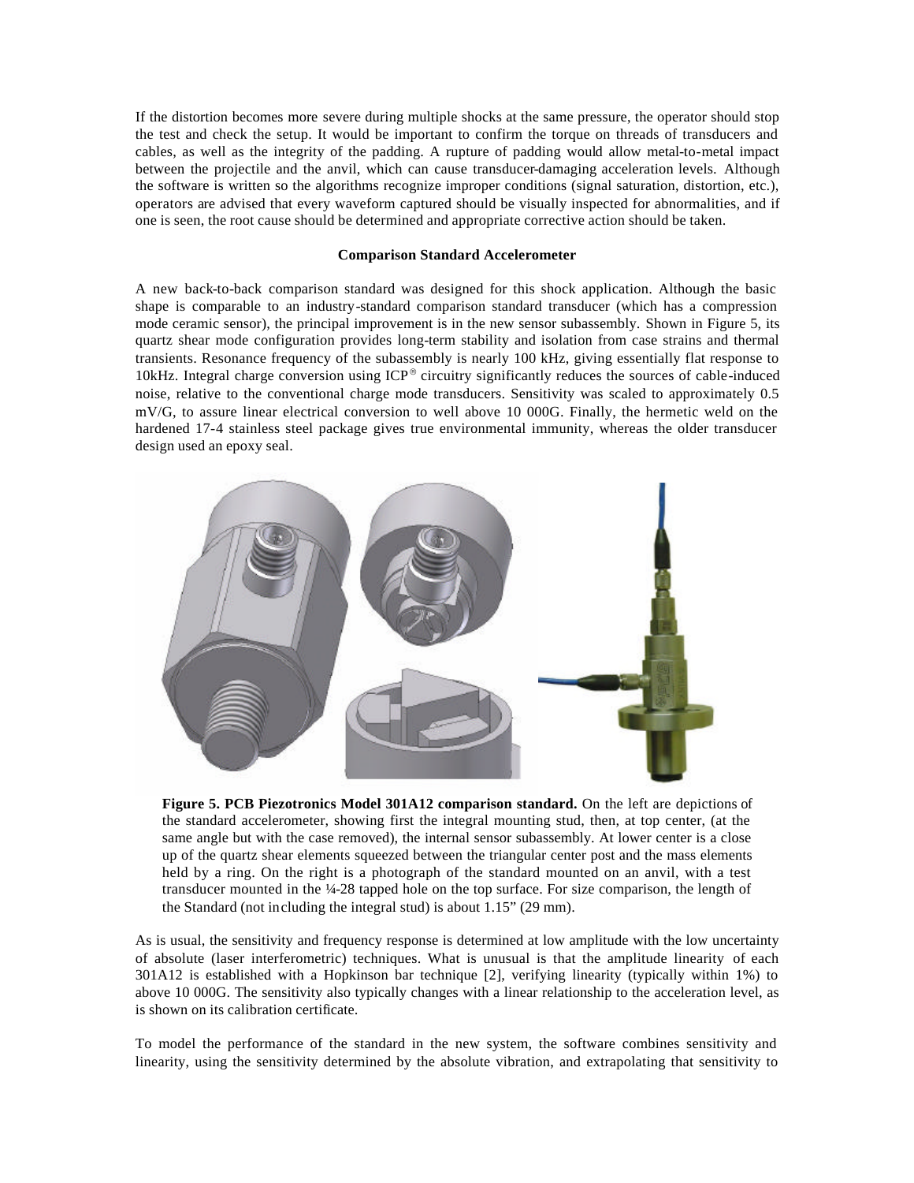If the distortion becomes more severe during multiple shocks at the same pressure, the operator should stop the test and check the setup. It would be important to confirm the torque on threads of transducers and cables, as well as the integrity of the padding. A rupture of padding would allow metal-to-metal impact between the projectile and the anvil, which can cause transducer-damaging acceleration levels. Although the software is written so the algorithms recognize improper conditions (signal saturation, distortion, etc.), operators are advised that every waveform captured should be visually inspected for abnormalities, and if one is seen, the root cause should be determined and appropriate corrective action should be taken.

### Comparison Standard Accelerometer

A new back-to-back comparison standard was designed for this shock application. Although the basic shape is comparable to an industry-standard comparison standard transducer (which has a compression mode ceramic sensor), the principal improvement is in the new sensor subassembly. Shown in Figure 5, its quartz shear mode configuration provides long-term stability and isolation from case strains and thermal transients. Resonance frequency of the subassembly is nearly 100 kHz, giving essentially flat response to 10kHz. Integral charge conversion using ICP® circuitry significantly reduces the sources of cable-induced noise, relative to the conventional charge mode transducers. Sensitivity was scaled to approximately 0.5 mV/G, to assure linear electrical conversion to well above 10 000G. Finally, the hermetic weld on the hardened 17-4 stainless steel package gives true environmental immunity, whereas the older transducer design used an epoxy seal.

**Figure 5. PCB Piezotronics Model 301A12 comparison standard.** On the left are depictions of the standard accelerometer, showing first the integral mounting stud, then, at top center, (at the same angle but with the case removed), the internal sensor subassembly. At lower center is a close up of the quartz shear elements squeezed between the triangular center post and the mass elements held by a ring. On the right is a photograph of the standard mounted on an anvil, with a test transducer mounted in the ¼-28 tapped hole on the top surface. For size comparison, the length of the Standard (not including the integral stud) is about 1.15" (29 mm).

As is usual, the sensitivity and frequency response is determined at low amplitude with the low uncertainty of absolute (laser interferometric) techniques. What is unusual is that the amplitude linearity of each 301A12 is established with a Hopkinson bar technique [2], verifying linearity (typically within 1%) to above 10 000G. The sensitivity also typically changes with a linear relationship to the acceleration level, as is shown on its calibration certificate.

To model the performance of the standard in the new system, the software combines sensitivity and linearity, using the sensitivity determined by the absolute vibration, and extrapolating that sensitivity to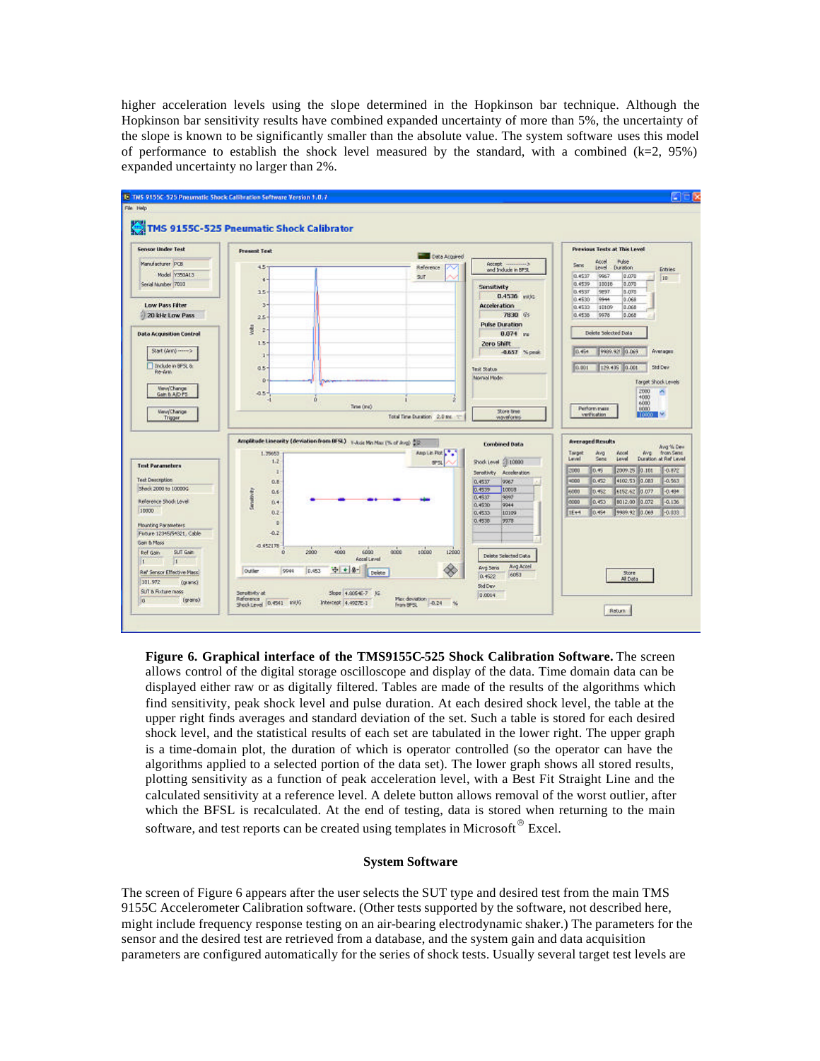higher acceleration levels using the slope determined in the Hopkinson bar technique. Although the Hopkinson bar sensitivity results have combined expanded uncertainty of more than 5%, the uncertainty of the slope is known to be significantly smaller than the absolute value. The system software uses this model of performance to establish the shock level measured by the standard, with a combined (k=2, 95%) expanded uncertainty no larger than 2%.

**Figure 6. Graphical interface of the TMS9155C-525 Shock Calibration Software.** The screen allows control of the digital storage oscilloscope and display of the data. Time domain data can be displayed either raw or as digitally filtered. Tables are made of the results of the algorithms which find sensitivity, peak shock level and pulse duration. At each desired shock level, the table at the upper right finds averages and standard deviation of the set. Such a table is stored for each desired shock level, and the statistical results of each set are tabulated in the lower right. The upper graph is a time-domain plot, the duration of which is operator controlled (so the operator can have the algorithms applied to a selected portion of the data set). The lower graph shows all stored results, plotting sensitivity as a function of peak acceleration level, with a Best Fit Straight Line and the calculated sensitivity at a reference level. A delete button allows removal of the worst outlier, after which the BFSL is recalculated. At the end of testing, data is stored when returning to the main software, and test reports can be created using templates in Microsoft® Excel.

### System Software

The screen of Figure 6 appears after the user selects the SUT type and desired test from the main TMS 9155C Accelerometer Calibration software. (Other tests supported by the software, not described here, might include frequency response testing on an air-bearing electrodynamic shaker.) The parameters for the sensor and the desired test are retrieved from a database, and the system gain and data acquisition parameters are configured automatically for the series of shock tests. Usually several target test levels are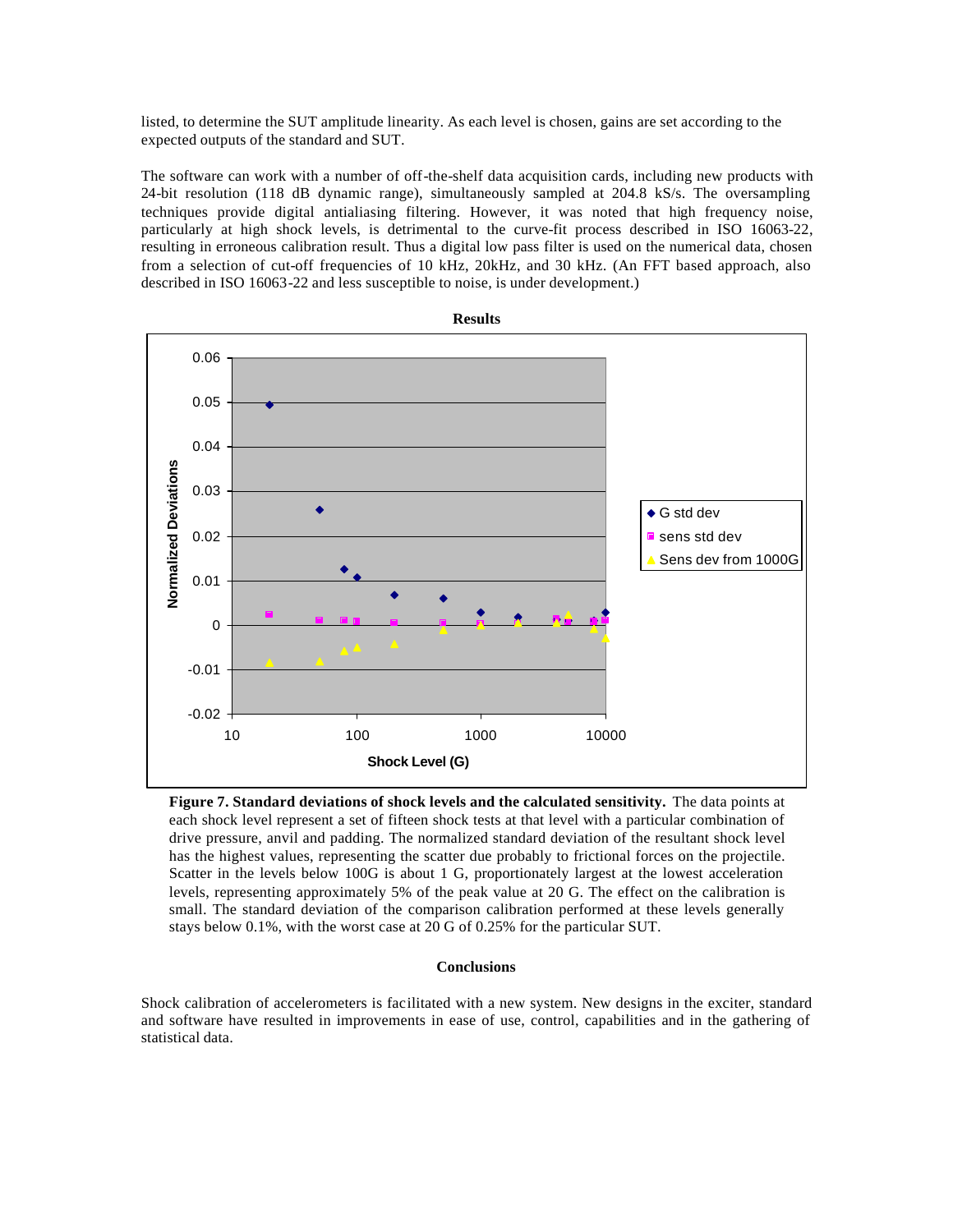listed, to determine the SUT amplitude linearity. As each level is chosen, gains are set according to the expected outputs of the standard and SUT.

The software can work with a number of off-the-shelf data acquisition cards, including new products with 24-bit resolution (118 dB dynamic range), simultaneously sampled at 204.8 kS/s. The oversampling techniques provide digital antialiasing filtering. However, it was noted that high frequency noise, particularly at high shock levels, is detrimental to the curve-fit process described in ISO 16063-22, resulting in erroneous calibration result. Thus a digital low pass filter is used on the numerical data, chosen from a selection of cut-off frequencies of 10 kHz, 20kHz, and 30 kHz. (An FFT based approach, also described in ISO 16063-22 and less susceptible to noise, is under development.)

**Figure 7. Standard deviations of shock levels and the calculated sensitivity.** The data points at each shock level represent a set of fifteen shock tests at that level with a particular combination of drive pressure, anvil and padding. The normalized standard deviation of the resultant shock level has the highest values, representing the scatter due probably to frictional forces on the projectile. Scatter in the levels below 100G is about 1 G, proportionately largest at the lowest acceleration levels, representing approximately 5% of the peak value at 20 G. The effect on the calibration is small. The standard deviation of the comparison calibration performed at these levels generally stays below 0.1%, with the worst case at 20 G of 0.25% for the particular SUT.

## Conclusions

Shock calibration of accelerometers is facilitated with a new system. New designs in the exciter, standard and software have resulted in improvements in ease of use, control, capabilities and in the gathering of statistical data.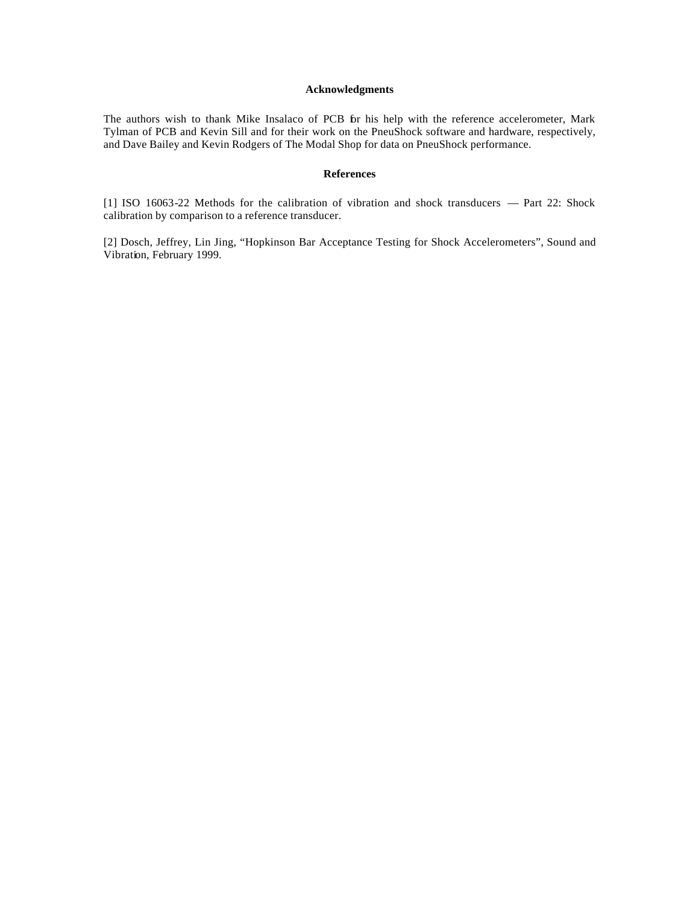## Acknowledgments

The authors wish to thank Mike Insalaco of PCB for his help with the reference accelerometer, Mark Tylman of PCB and Kevin Sill and for their work on the PneuShock software and hardware, respectively, and Dave Bailey and Kevin Rodgers of The Modal Shop for data on PneuShock performance.

## References

[1] ISO 16063-22 Methods for the calibration of vibration and shock transducers — Part 22: Shock calibration by comparison to a reference transducer.

[2] Dosch, Jeffrey, Lin Jing, “Hopkinson Bar Acceptance Testing for Shock Accelerometers”, Sound and Vibration, February 1999.